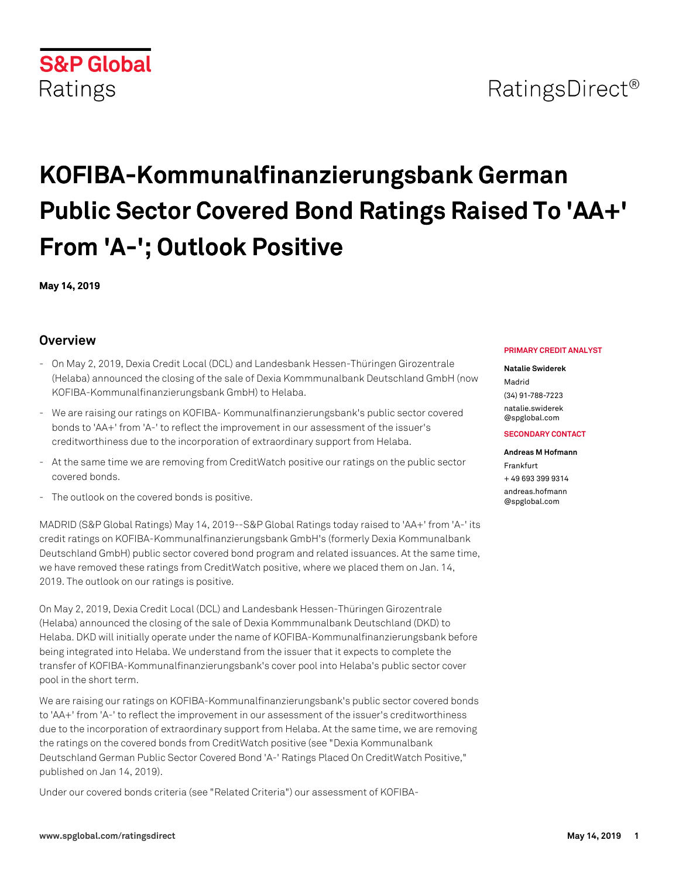S&P Global Ratings

RatingsDirect®

# KOFIBA-Kommunalfinanzierungsbank German Public Sector Covered Bond Ratings Raised To 'AA+' From 'A-'; Outlook Positive

**May 14, 2019**

**PRIMARY CREDIT ANALYST**

**Natalie Swiderek**
Madrid
(34) 91-788-7223
natalie.swiderek@spglobal.com

**SECONDARY CONTACT**

**Andreas M Hofmann**
Frankfurt
+ 49 693 399 9314
andreas.hofmann@spglobal.com

## Overview

- On May 2, 2019, Dexia Credit Local (DCL) and Landesbank Hessen-Thüringen Girozentrale (Helaba) announced the closing of the sale of Dexia Kommmunalbank Deutschland GmbH (now KOFIBA-Kommunalfinanzierungsbank GmbH) to Helaba.
- We are raising our ratings on KOFIBA- Kommunalfinanzierungsbank's public sector covered bonds to 'AA+' from 'A-' to reflect the improvement in our assessment of the issuer's creditworthiness due to the incorporation of extraordinary support from Helaba.
- At the same time we are removing from CreditWatch positive our ratings on the public sector covered bonds.
- The outlook on the covered bonds is positive.

MADRID (S&P Global Ratings) May 14, 2019--S&P Global Ratings today raised to 'AA+' from 'A-' its credit ratings on KOFIBA-Kommunalfinanzierungsbank GmbH's (formerly Dexia Kommunalbank Deutschland GmbH) public sector covered bond program and related issuances. At the same time, we have removed these ratings from CreditWatch positive, where we placed them on Jan. 14, 2019. The outlook on our ratings is positive.

On May 2, 2019, Dexia Credit Local (DCL) and Landesbank Hessen-Thüringen Girozentrale (Helaba) announced the closing of the sale of Dexia Kommmunalbank Deutschland (DKD) to Helaba. DKD will initially operate under the name of KOFIBA-Kommunalfinanzierungsbank before being integrated into Helaba. We understand from the issuer that it expects to complete the transfer of KOFIBA-Kommunalfinanzierungsbank's cover pool into Helaba's public sector cover pool in the short term.

We are raising our ratings on KOFIBA-Kommunalfinanzierungsbank's public sector covered bonds to 'AA+' from 'A-' to reflect the improvement in our assessment of the issuer's creditworthiness due to the incorporation of extraordinary support from Helaba. At the same time, we are removing the ratings on the covered bonds from CreditWatch positive (see "Dexia Kommunalbank Deutschland German Public Sector Covered Bond 'A-' Ratings Placed On CreditWatch Positive," published on Jan 14, 2019).

Under our covered bonds criteria (see "Related Criteria") our assessment of KOFIBA-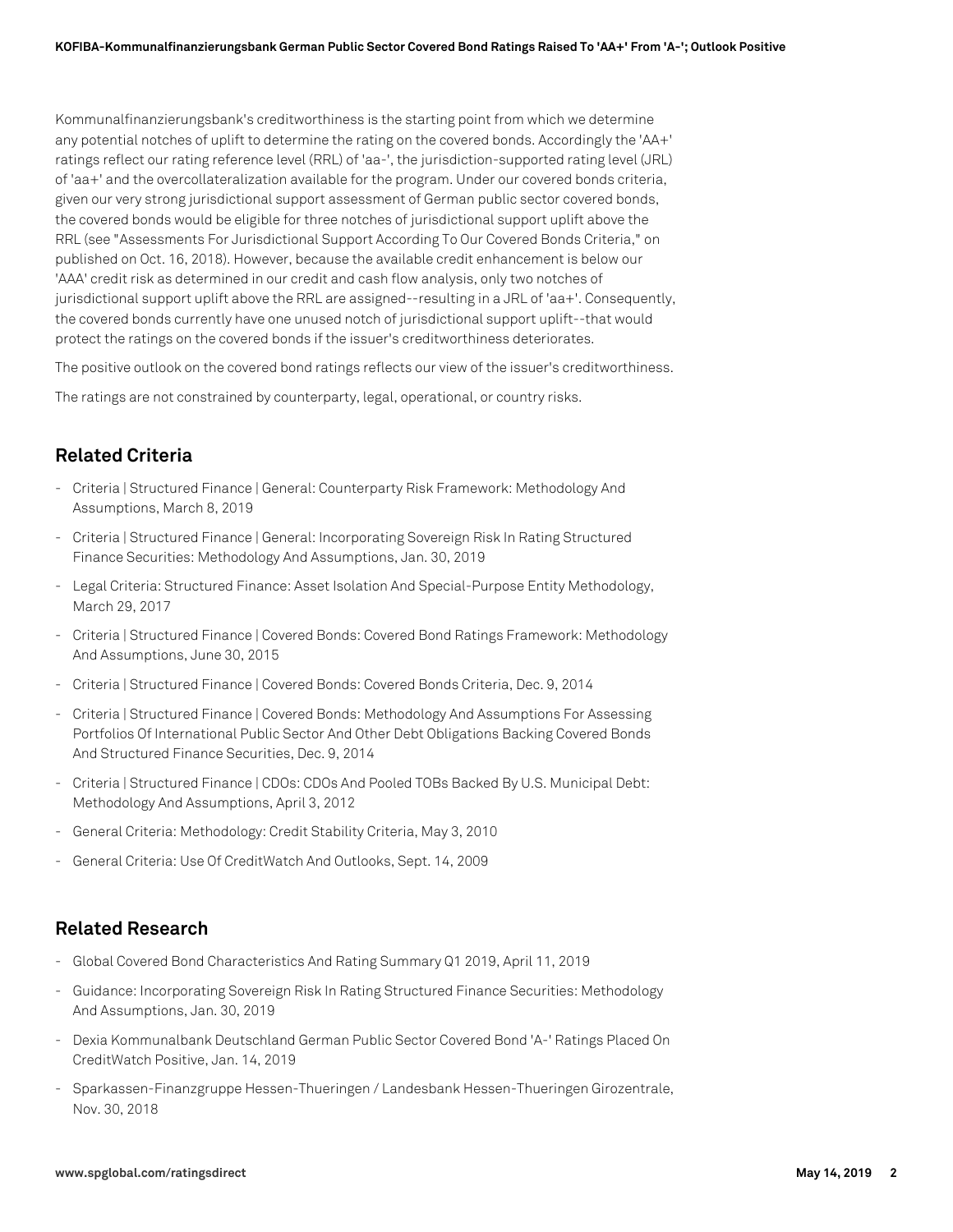Kommunalfinanzierungsbank's creditworthiness is the starting point from which we determine any potential notches of uplift to determine the rating on the covered bonds. Accordingly the 'AA+' ratings reflect our rating reference level (RRL) of 'aa-', the jurisdiction-supported rating level (JRL) of 'aa+' and the overcollateralization available for the program. Under our covered bonds criteria, given our very strong jurisdictional support assessment of German public sector covered bonds, the covered bonds would be eligible for three notches of jurisdictional support uplift above the RRL (see "Assessments For Jurisdictional Support According To Our Covered Bonds Criteria," on published on Oct. 16, 2018). However, because the available credit enhancement is below our 'AAA' credit risk as determined in our credit and cash flow analysis, only two notches of jurisdictional support uplift above the RRL are assigned--resulting in a JRL of 'aa+'. Consequently, the covered bonds currently have one unused notch of jurisdictional support uplift--that would protect the ratings on the covered bonds if the issuer's creditworthiness deteriorates.

The positive outlook on the covered bond ratings reflects our view of the issuer's creditworthiness.

The ratings are not constrained by counterparty, legal, operational, or country risks.

## Related Criteria

- Criteria | Structured Finance | General: Counterparty Risk Framework: Methodology And Assumptions, March 8, 2019
- Criteria | Structured Finance | General: Incorporating Sovereign Risk In Rating Structured Finance Securities: Methodology And Assumptions, Jan. 30, 2019
- Legal Criteria: Structured Finance: Asset Isolation And Special-Purpose Entity Methodology, March 29, 2017
- Criteria | Structured Finance | Covered Bonds: Covered Bond Ratings Framework: Methodology And Assumptions, June 30, 2015
- Criteria | Structured Finance | Covered Bonds: Covered Bonds Criteria, Dec. 9, 2014
- Criteria | Structured Finance | Covered Bonds: Methodology And Assumptions For Assessing Portfolios Of International Public Sector And Other Debt Obligations Backing Covered Bonds And Structured Finance Securities, Dec. 9, 2014
- Criteria | Structured Finance | CDOs: CDOs And Pooled TOBs Backed By U.S. Municipal Debt: Methodology And Assumptions, April 3, 2012
- General Criteria: Methodology: Credit Stability Criteria, May 3, 2010
- General Criteria: Use Of CreditWatch And Outlooks, Sept. 14, 2009

## Related Research

- Global Covered Bond Characteristics And Rating Summary Q1 2019, April 11, 2019
- Guidance: Incorporating Sovereign Risk In Rating Structured Finance Securities: Methodology And Assumptions, Jan. 30, 2019
- Dexia Kommunalbank Deutschland German Public Sector Covered Bond 'A-' Ratings Placed On CreditWatch Positive, Jan. 14, 2019
- Sparkassen-Finanzgruppe Hessen-Thueringen / Landesbank Hessen-Thueringen Girozentrale, Nov. 30, 2018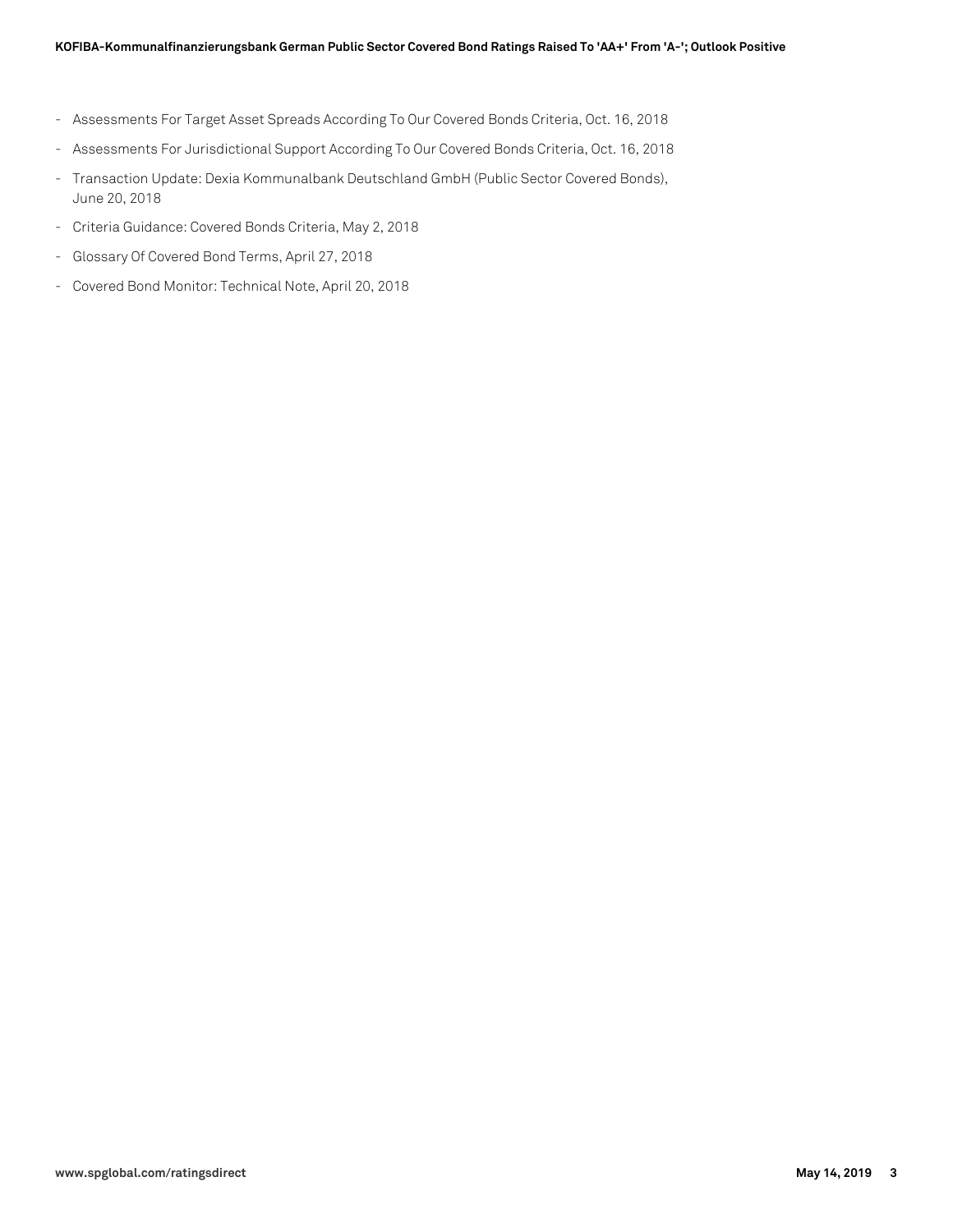- Assessments For Target Asset Spreads According To Our Covered Bonds Criteria, Oct. 16, 2018
- Assessments For Jurisdictional Support According To Our Covered Bonds Criteria, Oct. 16, 2018
- Transaction Update: Dexia Kommunalbank Deutschland GmbH (Public Sector Covered Bonds), June 20, 2018
- Criteria Guidance: Covered Bonds Criteria, May 2, 2018
- Glossary Of Covered Bond Terms, April 27, 2018
- Covered Bond Monitor: Technical Note, April 20, 2018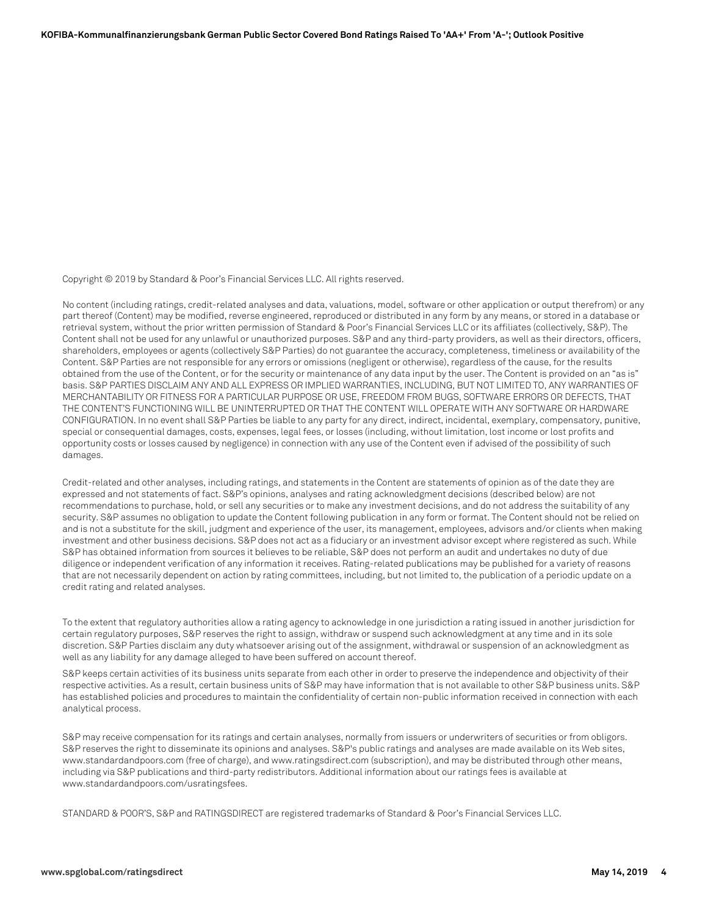Copyright © 2019 by Standard & Poor's Financial Services LLC. All rights reserved.

No content (including ratings, credit-related analyses and data, valuations, model, software or other application or output therefrom) or any part thereof (Content) may be modified, reverse engineered, reproduced or distributed in any form by any means, or stored in a database or retrieval system, without the prior written permission of Standard & Poor's Financial Services LLC or its affiliates (collectively, S&P). The Content shall not be used for any unlawful or unauthorized purposes. S&P and any third-party providers, as well as their directors, officers, shareholders, employees or agents (collectively S&P Parties) do not guarantee the accuracy, completeness, timeliness or availability of the Content. S&P Parties are not responsible for any errors or omissions (negligent or otherwise), regardless of the cause, for the results obtained from the use of the Content, or for the security or maintenance of any data input by the user. The Content is provided on an "as is" basis. S&P PARTIES DISCLAIM ANY AND ALL EXPRESS OR IMPLIED WARRANTIES, INCLUDING, BUT NOT LIMITED TO, ANY WARRANTIES OF MERCHANTABILITY OR FITNESS FOR A PARTICULAR PURPOSE OR USE, FREEDOM FROM BUGS, SOFTWARE ERRORS OR DEFECTS, THAT THE CONTENT'S FUNCTIONING WILL BE UNINTERRUPTED OR THAT THE CONTENT WILL OPERATE WITH ANY SOFTWARE OR HARDWARE CONFIGURATION. In no event shall S&P Parties be liable to any party for any direct, indirect, incidental, exemplary, compensatory, punitive, special or consequential damages, costs, expenses, legal fees, or losses (including, without limitation, lost income or lost profits and opportunity costs or losses caused by negligence) in connection with any use of the Content even if advised of the possibility of such damages.

Credit-related and other analyses, including ratings, and statements in the Content are statements of opinion as of the date they are expressed and not statements of fact. S&P's opinions, analyses and rating acknowledgment decisions (described below) are not recommendations to purchase, hold, or sell any securities or to make any investment decisions, and do not address the suitability of any security. S&P assumes no obligation to update the Content following publication in any form or format. The Content should not be relied on and is not a substitute for the skill, judgment and experience of the user, its management, employees, advisors and/or clients when making investment and other business decisions. S&P does not act as a fiduciary or an investment advisor except where registered as such. While S&P has obtained information from sources it believes to be reliable, S&P does not perform an audit and undertakes no duty of due diligence or independent verification of any information it receives. Rating-related publications may be published for a variety of reasons that are not necessarily dependent on action by rating committees, including, but not limited to, the publication of a periodic update on a credit rating and related analyses.

To the extent that regulatory authorities allow a rating agency to acknowledge in one jurisdiction a rating issued in another jurisdiction for certain regulatory purposes, S&P reserves the right to assign, withdraw or suspend such acknowledgment at any time and in its sole discretion. S&P Parties disclaim any duty whatsoever arising out of the assignment, withdrawal or suspension of an acknowledgment as well as any liability for any damage alleged to have been suffered on account thereof.

S&P keeps certain activities of its business units separate from each other in order to preserve the independence and objectivity of their respective activities. As a result, certain business units of S&P may have information that is not available to other S&P business units. S&P has established policies and procedures to maintain the confidentiality of certain non-public information received in connection with each analytical process.

S&P may receive compensation for its ratings and certain analyses, normally from issuers or underwriters of securities or from obligors. S&P reserves the right to disseminate its opinions and analyses. S&P's public ratings and analyses are made available on its Web sites, www.standardandpoors.com (free of charge), and www.ratingsdirect.com (subscription), and may be distributed through other means, including via S&P publications and third-party redistributors. Additional information about our ratings fees is available at www.standardandpoors.com/usratingsfees.

STANDARD & POOR'S, S&P and RATINGSDIRECT are registered trademarks of Standard & Poor's Financial Services LLC.